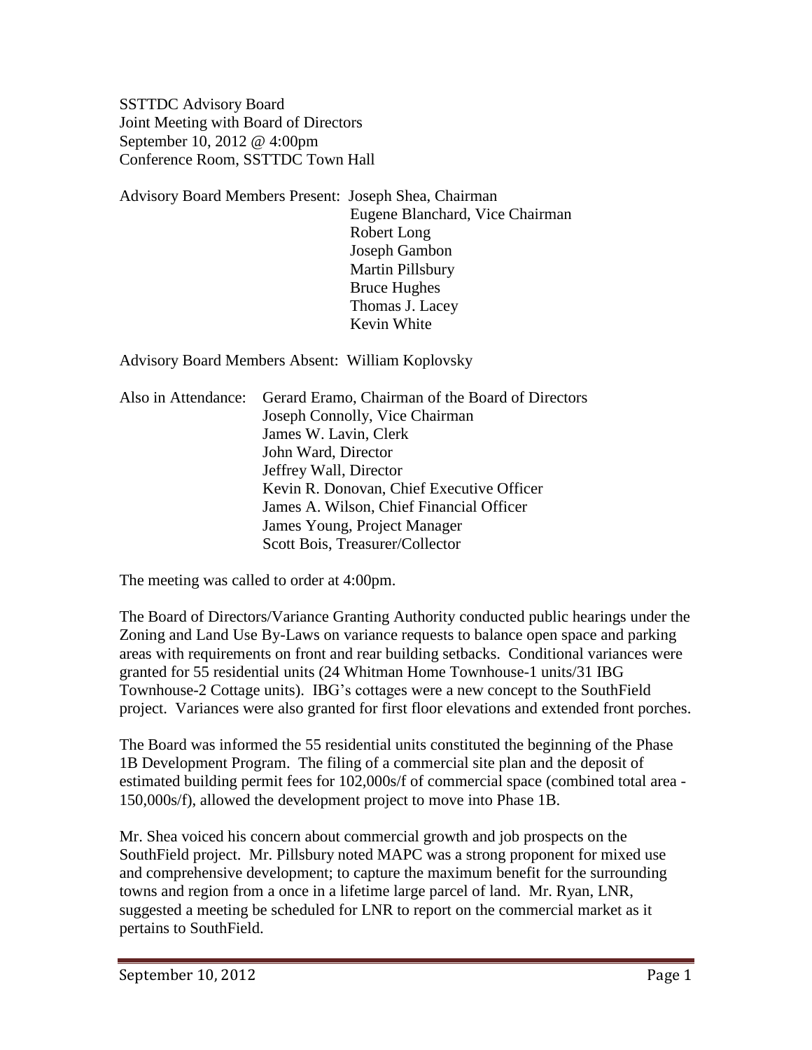SSTTDC Advisory Board
Joint Meeting with Board of Directors
September 10, 2012 @ 4:00pm
Conference Room, SSTTDC Town Hall

Advisory Board Members Present: Joseph Shea, Chairman
Eugene Blanchard, Vice Chairman
Robert Long
Joseph Gambon
Martin Pillsbury
Bruce Hughes
Thomas J. Lacey
Kevin White

Advisory Board Members Absent: William Koplovsky

Also in Attendance: Gerard Eramo, Chairman of the Board of Directors
Joseph Connolly, Vice Chairman
James W. Lavin, Clerk
John Ward, Director
Jeffrey Wall, Director
Kevin R. Donovan, Chief Executive Officer
James A. Wilson, Chief Financial Officer
James Young, Project Manager
Scott Bois, Treasurer/Collector

The meeting was called to order at 4:00pm.

The Board of Directors/Variance Granting Authority conducted public hearings under the Zoning and Land Use By-Laws on variance requests to balance open space and parking areas with requirements on front and rear building setbacks. Conditional variances were granted for 55 residential units (24 Whitman Home Townhouse-1 units/31 IBG Townhouse-2 Cottage units). IBG's cottages were a new concept to the SouthField project. Variances were also granted for first floor elevations and extended front porches.

The Board was informed the 55 residential units constituted the beginning of the Phase 1B Development Program. The filing of a commercial site plan and the deposit of estimated building permit fees for 102,000s/f of commercial space (combined total area - 150,000s/f), allowed the development project to move into Phase 1B.

Mr. Shea voiced his concern about commercial growth and job prospects on the SouthField project. Mr. Pillsbury noted MAPC was a strong proponent for mixed use and comprehensive development; to capture the maximum benefit for the surrounding towns and region from a once in a lifetime large parcel of land. Mr. Ryan, LNR, suggested a meeting be scheduled for LNR to report on the commercial market as it pertains to SouthField.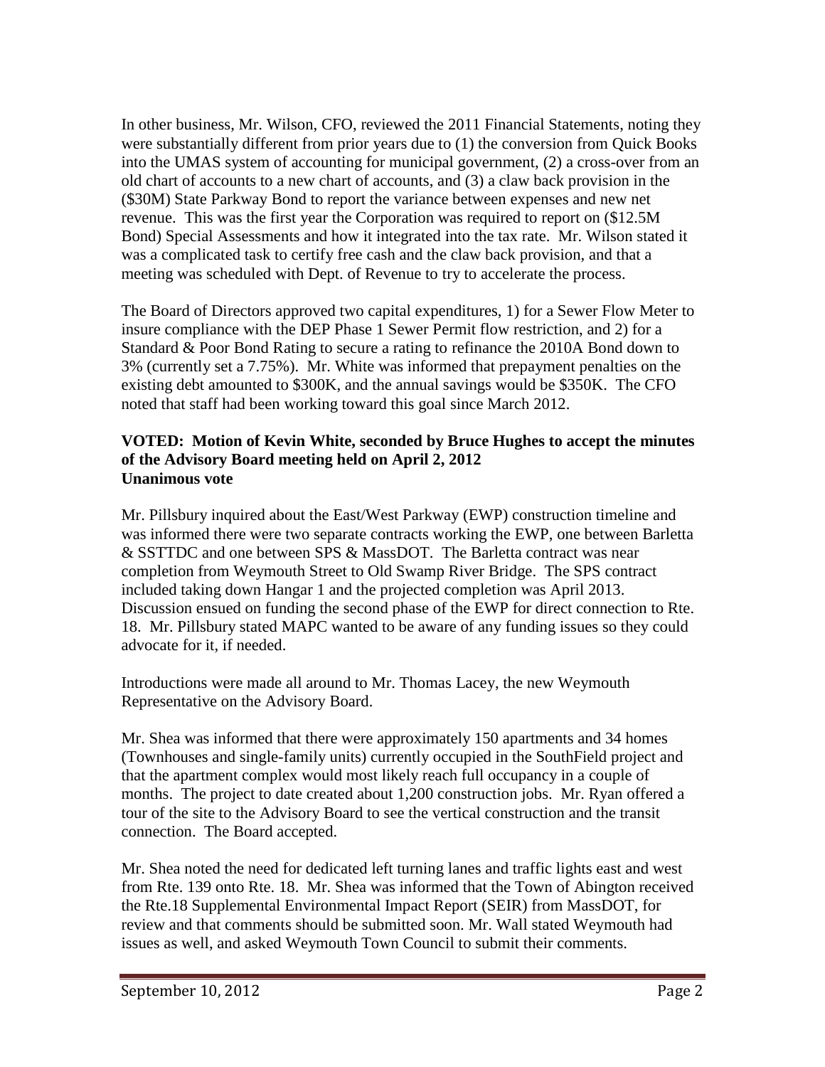In other business, Mr. Wilson, CFO, reviewed the 2011 Financial Statements, noting they were substantially different from prior years due to (1) the conversion from Quick Books into the UMAS system of accounting for municipal government, (2) a cross-over from an old chart of accounts to a new chart of accounts, and (3) a claw back provision in the ($30M) State Parkway Bond to report the variance between expenses and new net revenue. This was the first year the Corporation was required to report on ($12.5M Bond) Special Assessments and how it integrated into the tax rate. Mr. Wilson stated it was a complicated task to certify free cash and the claw back provision, and that a meeting was scheduled with Dept. of Revenue to try to accelerate the process.

The Board of Directors approved two capital expenditures, 1) for a Sewer Flow Meter to insure compliance with the DEP Phase 1 Sewer Permit flow restriction, and 2) for a Standard & Poor Bond Rating to secure a rating to refinance the 2010A Bond down to 3% (currently set a 7.75%). Mr. White was informed that prepayment penalties on the existing debt amounted to $300K, and the annual savings would be $350K. The CFO noted that staff had been working toward this goal since March 2012.

**VOTED: Motion of Kevin White, seconded by Bruce Hughes to accept the minutes of the Advisory Board meeting held on April 2, 2012**
**Unanimous vote**

Mr. Pillsbury inquired about the East/West Parkway (EWP) construction timeline and was informed there were two separate contracts working the EWP, one between Barletta & SSTTDC and one between SPS & MassDOT. The Barletta contract was near completion from Weymouth Street to Old Swamp River Bridge. The SPS contract included taking down Hangar 1 and the projected completion was April 2013. Discussion ensued on funding the second phase of the EWP for direct connection to Rte. 18. Mr. Pillsbury stated MAPC wanted to be aware of any funding issues so they could advocate for it, if needed.

Introductions were made all around to Mr. Thomas Lacey, the new Weymouth Representative on the Advisory Board.

Mr. Shea was informed that there were approximately 150 apartments and 34 homes (Townhouses and single-family units) currently occupied in the SouthField project and that the apartment complex would most likely reach full occupancy in a couple of months. The project to date created about 1,200 construction jobs. Mr. Ryan offered a tour of the site to the Advisory Board to see the vertical construction and the transit connection. The Board accepted.

Mr. Shea noted the need for dedicated left turning lanes and traffic lights east and west from Rte. 139 onto Rte. 18. Mr. Shea was informed that the Town of Abington received the Rte.18 Supplemental Environmental Impact Report (SEIR) from MassDOT, for review and that comments should be submitted soon. Mr. Wall stated Weymouth had issues as well, and asked Weymouth Town Council to submit their comments.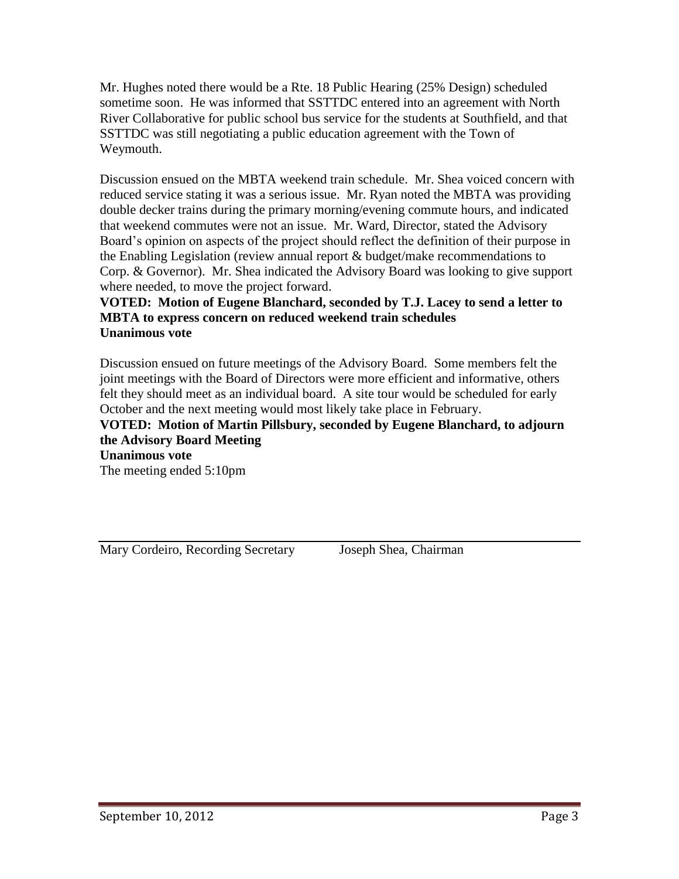Mr. Hughes noted there would be a Rte. 18 Public Hearing (25% Design) scheduled sometime soon. He was informed that SSTTDC entered into an agreement with North River Collaborative for public school bus service for the students at Southfield, and that SSTTDC was still negotiating a public education agreement with the Town of Weymouth.

Discussion ensued on the MBTA weekend train schedule. Mr. Shea voiced concern with reduced service stating it was a serious issue. Mr. Ryan noted the MBTA was providing double decker trains during the primary morning/evening commute hours, and indicated that weekend commutes were not an issue. Mr. Ward, Director, stated the Advisory Board's opinion on aspects of the project should reflect the definition of their purpose in the Enabling Legislation (review annual report & budget/make recommendations to Corp. & Governor). Mr. Shea indicated the Advisory Board was looking to give support where needed, to move the project forward.

**VOTED: Motion of Eugene Blanchard, seconded by T.J. Lacey to send a letter to MBTA to express concern on reduced weekend train schedules**
**Unanimous vote**

Discussion ensued on future meetings of the Advisory Board. Some members felt the joint meetings with the Board of Directors were more efficient and informative, others felt they should meet as an individual board. A site tour would be scheduled for early October and the next meeting would most likely take place in February.

**VOTED: Motion of Martin Pillsbury, seconded by Eugene Blanchard, to adjourn the Advisory Board Meeting**
**Unanimous vote**

The meeting ended 5:10pm

Mary Cordeiro, Recording Secretary    Joseph Shea, Chairman